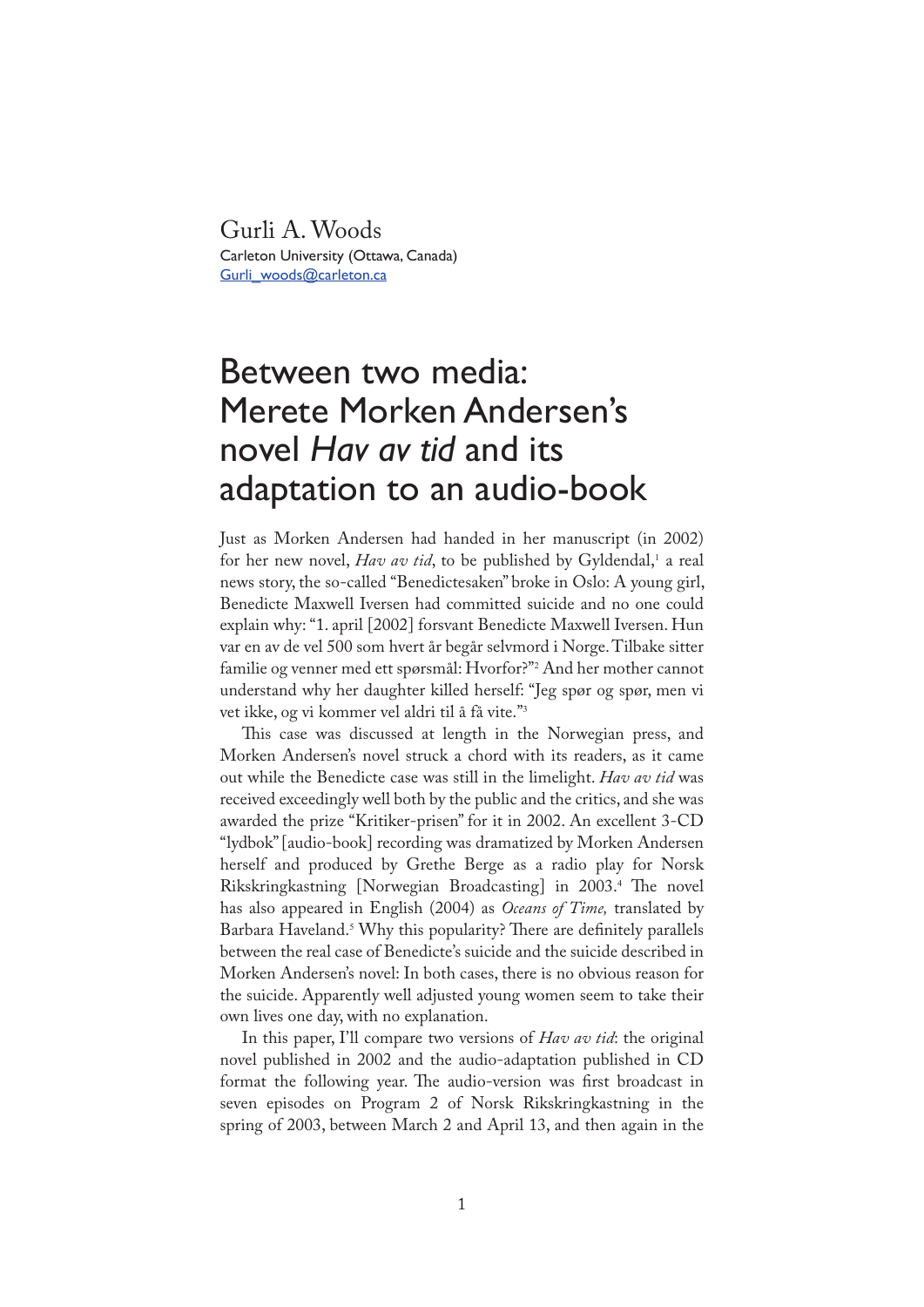Gurli A. Woods
Carleton University (Ottawa, Canada)
Gurli_woods@carleton.ca

# Between two media: Merete Morken Andersen's novel *Hav av tid* and its adaptation to an audio-book

Just as Morken Andersen had handed in her manuscript (in 2002) for her new novel, *Hav av tid*, to be published by Gyldendal,[1] a real news story, the so-called "Benedictesaken" broke in Oslo: A young girl, Benedicte Maxwell Iversen had committed suicide and no one could explain why: "1. april [2002] forsvant Benedicte Maxwell Iversen. Hun var en av de vel 500 som hvert år begår selvmord i Norge. Tilbake sitter familie og venner med ett spørsmål: Hvorfor?"[2] And her mother cannot understand why her daughter killed herself: "Jeg spør og spør, men vi vet ikke, og vi kommer vel aldri til å få vite."[3]

This case was discussed at length in the Norwegian press, and Morken Andersen's novel struck a chord with its readers, as it came out while the Benedicte case was still in the limelight. *Hav av tid* was received exceedingly well both by the public and the critics, and she was awarded the prize "Kritiker-prisen" for it in 2002. An excellent 3-CD "lydbok" [audio-book] recording was dramatized by Morken Andersen herself and produced by Grethe Berge as a radio play for Norsk Rikskringkastning [Norwegian Broadcasting] in 2003.[4] The novel has also appeared in English (2004) as *Oceans of Time,* translated by Barbara Haveland.[5] Why this popularity? There are definitely parallels between the real case of Benedicte's suicide and the suicide described in Morken Andersen's novel: In both cases, there is no obvious reason for the suicide. Apparently well adjusted young women seem to take their own lives one day, with no explanation.

In this paper, I'll compare two versions of *Hav av tid*: the original novel published in 2002 and the audio-adaptation published in CD format the following year. The audio-version was first broadcast in seven episodes on Program 2 of Norsk Rikskringkastning in the spring of 2003, between March 2 and April 13, and then again in the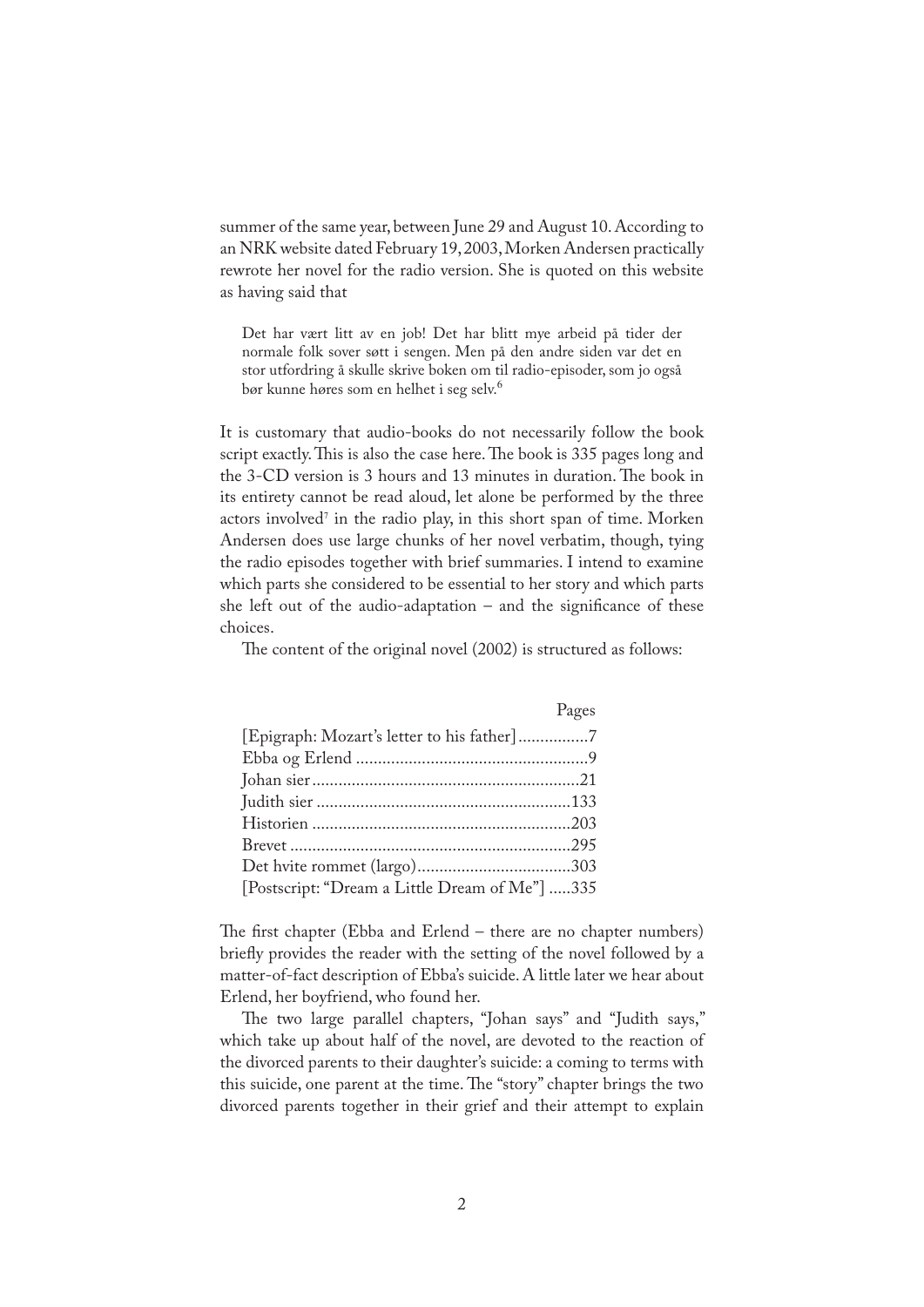summer of the same year, between June 29 and August 10. According to an NRK website dated February 19, 2003, Morken Andersen practically rewrote her novel for the radio version. She is quoted on this website as having said that

> Det har vært litt av en job! Det har blitt mye arbeid på tider der normale folk sover søtt i sengen. Men på den andre siden var det en stor utfordring å skulle skrive boken om til radio-episoder, som jo også bør kunne høres som en helhet i seg selv.[6]

It is customary that audio-books do not necessarily follow the book script exactly. This is also the case here. The book is 335 pages long and the 3-CD version is 3 hours and 13 minutes in duration. The book in its entirety cannot be read aloud, let alone be performed by the three actors involved[7] in the radio play, in this short span of time. Morken Andersen does use large chunks of her novel verbatim, though, tying the radio episodes together with brief summaries. I intend to examine which parts she considered to be essential to her story and which parts she left out of the audio-adaptation – and the significance of these choices.

The content of the original novel (2002) is structured as follows:

| | Pages |
|---|---|
| [Epigraph: Mozart's letter to his father] | 7 |
| Ebba og Erlend | 9 |
| Johan sier | 21 |
| Judith sier | 133 |
| Historien | 203 |
| Brevet | 295 |
| Det hvite rommet (largo) | 303 |
| [Postscript: "Dream a Little Dream of Me"] | 335 |

The first chapter (Ebba and Erlend – there are no chapter numbers) briefly provides the reader with the setting of the novel followed by a matter-of-fact description of Ebba's suicide. A little later we hear about Erlend, her boyfriend, who found her.

The two large parallel chapters, "Johan says" and "Judith says," which take up about half of the novel, are devoted to the reaction of the divorced parents to their daughter's suicide: a coming to terms with this suicide, one parent at the time. The "story" chapter brings the two divorced parents together in their grief and their attempt to explain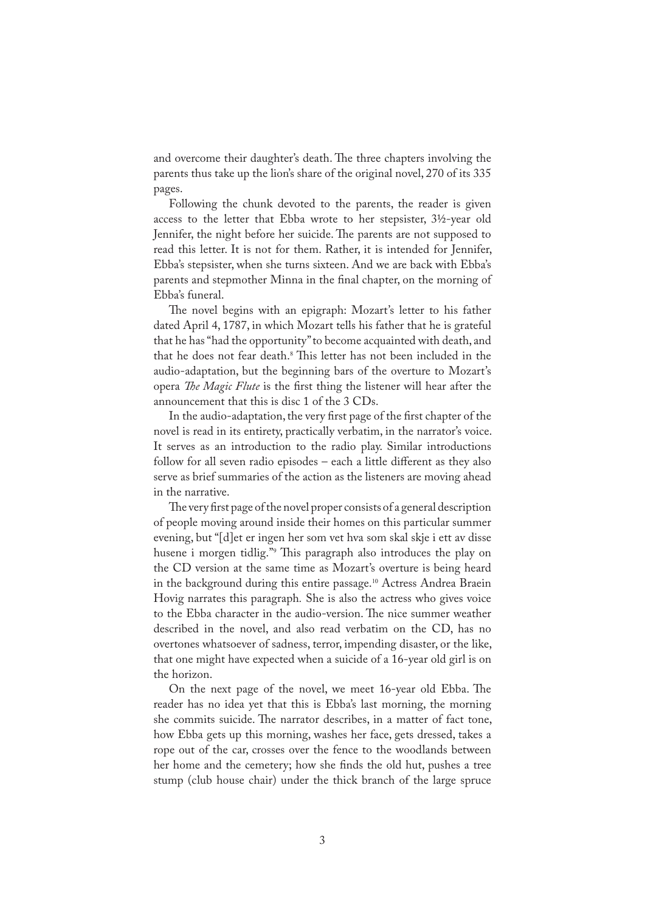and overcome their daughter's death. The three chapters involving the parents thus take up the lion's share of the original novel, 270 of its 335 pages.

Following the chunk devoted to the parents, the reader is given access to the letter that Ebba wrote to her stepsister, 3½-year old Jennifer, the night before her suicide. The parents are not supposed to read this letter. It is not for them. Rather, it is intended for Jennifer, Ebba's stepsister, when she turns sixteen. And we are back with Ebba's parents and stepmother Minna in the final chapter, on the morning of Ebba's funeral.

The novel begins with an epigraph: Mozart's letter to his father dated April 4, 1787, in which Mozart tells his father that he is grateful that he has "had the opportunity" to become acquainted with death, and that he does not fear death.[8] This letter has not been included in the audio-adaptation, but the beginning bars of the overture to Mozart's opera *The Magic Flute* is the first thing the listener will hear after the announcement that this is disc 1 of the 3 CDs.

In the audio-adaptation, the very first page of the first chapter of the novel is read in its entirety, practically verbatim, in the narrator's voice. It serves as an introduction to the radio play. Similar introductions follow for all seven radio episodes – each a little different as they also serve as brief summaries of the action as the listeners are moving ahead in the narrative.

The very first page of the novel proper consists of a general description of people moving around inside their homes on this particular summer evening, but "[d]et er ingen her som vet hva som skal skje i ett av disse husene i morgen tidlig."[9] This paragraph also introduces the play on the CD version at the same time as Mozart's overture is being heard in the background during this entire passage.[10] Actress Andrea Braein Hovig narrates this paragraph. She is also the actress who gives voice to the Ebba character in the audio-version. The nice summer weather described in the novel, and also read verbatim on the CD, has no overtones whatsoever of sadness, terror, impending disaster, or the like, that one might have expected when a suicide of a 16-year old girl is on the horizon.

On the next page of the novel, we meet 16-year old Ebba. The reader has no idea yet that this is Ebba's last morning, the morning she commits suicide. The narrator describes, in a matter of fact tone, how Ebba gets up this morning, washes her face, gets dressed, takes a rope out of the car, crosses over the fence to the woodlands between her home and the cemetery; how she finds the old hut, pushes a tree stump (club house chair) under the thick branch of the large spruce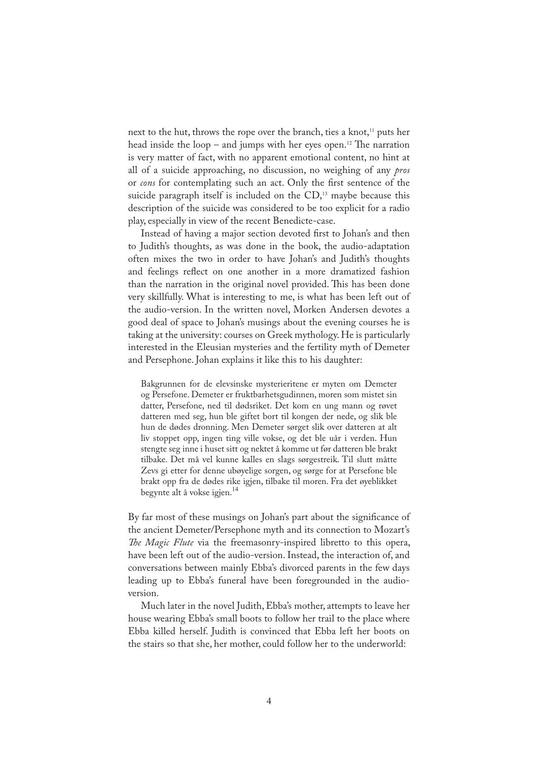next to the hut, throws the rope over the branch, ties a knot,[11] puts her head inside the loop – and jumps with her eyes open.[12] The narration is very matter of fact, with no apparent emotional content, no hint at all of a suicide approaching, no discussion, no weighing of any *pros* or *cons* for contemplating such an act. Only the first sentence of the suicide paragraph itself is included on the CD,[13] maybe because this description of the suicide was considered to be too explicit for a radio play, especially in view of the recent Benedicte-case.

Instead of having a major section devoted first to Johan's and then to Judith's thoughts, as was done in the book, the audio-adaptation often mixes the two in order to have Johan's and Judith's thoughts and feelings reflect on one another in a more dramatized fashion than the narration in the original novel provided. This has been done very skillfully. What is interesting to me, is what has been left out of the audio-version. In the written novel, Morken Andersen devotes a good deal of space to Johan's musings about the evening courses he is taking at the university: courses on Greek mythology. He is particularly interested in the Eleusian mysteries and the fertility myth of Demeter and Persephone. Johan explains it like this to his daughter:

> Bakgrunnen for de elevsinske mysterieritene er myten om Demeter og Persefone. Demeter er fruktbarhetsgudinnen, moren som mistet sin datter, Persefone, ned til dødsriket. Det kom en ung mann og røvet datteren med seg, hun ble giftet bort til kongen der nede, og slik ble hun de dødes dronning. Men Demeter sørget slik over datteren at alt liv stoppet opp, ingen ting ville vokse, og det ble uår i verden. Hun stengte seg inne i huset sitt og nektet å komme ut før datteren ble brakt tilbake. Det må vel kunne kalles en slags sørgestreik. Til slutt måtte Zevs gi etter for denne ubøyelige sorgen, og sørge for at Persefone ble brakt opp fra de dødes rike igjen, tilbake til moren. Fra det øyeblikket begynte alt å vokse igjen.[14]

By far most of these musings on Johan's part about the significance of the ancient Demeter/Persephone myth and its connection to Mozart's *The Magic Flute* via the freemasonry-inspired libretto to this opera, have been left out of the audio-version. Instead, the interaction of, and conversations between mainly Ebba's divorced parents in the few days leading up to Ebba's funeral have been foregrounded in the audio-version.

Much later in the novel Judith, Ebba's mother, attempts to leave her house wearing Ebba's small boots to follow her trail to the place where Ebba killed herself. Judith is convinced that Ebba left her boots on the stairs so that she, her mother, could follow her to the underworld: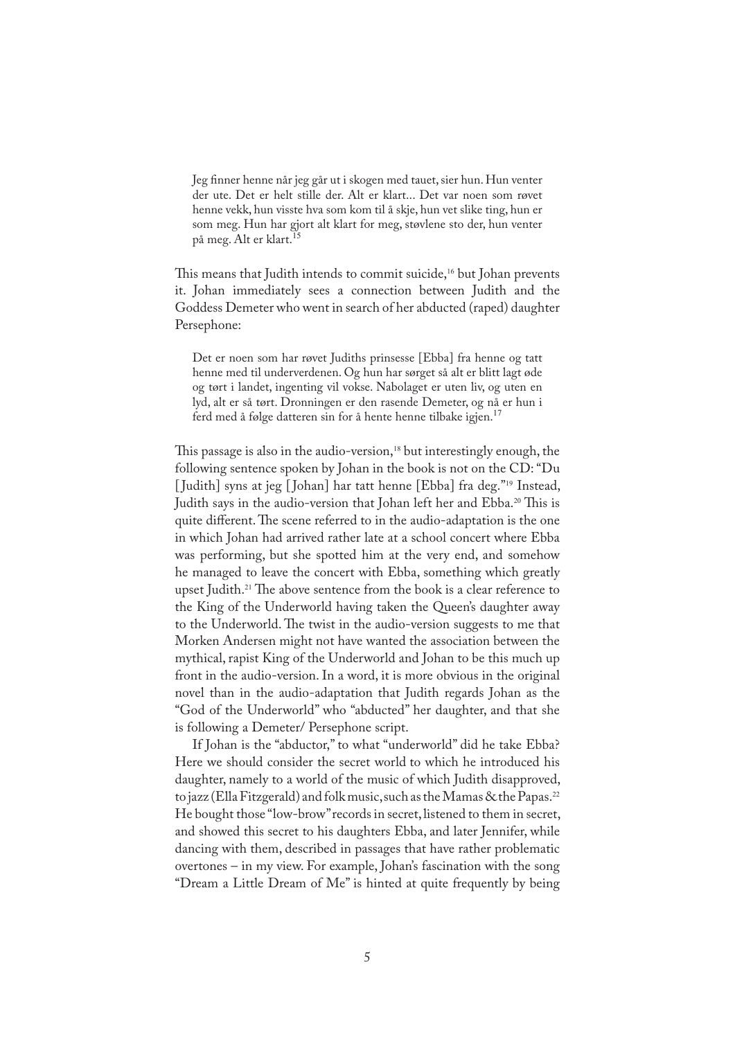> Jeg finner henne når jeg går ut i skogen med tauet, sier hun. Hun venter der ute. Det er helt stille der. Alt er klart... Det var noen som røvet henne vekk, hun visste hva som kom til å skje, hun vet slike ting, hun er som meg. Hun har gjort alt klart for meg, støvlene sto der, hun venter på meg. Alt er klart.[15]

This means that Judith intends to commit suicide,[16] but Johan prevents it. Johan immediately sees a connection between Judith and the Goddess Demeter who went in search of her abducted (raped) daughter Persephone:

> Det er noen som har røvet Judiths prinsesse [Ebba] fra henne og tatt henne med til underverdenen. Og hun har sørget så alt er blitt lagt øde og tørt i landet, ingenting vil vokse. Nabolaget er uten liv, og uten en lyd, alt er så tørt. Dronningen er den rasende Demeter, og nå er hun i ferd med å følge datteren sin for å hente henne tilbake igjen.[17]

This passage is also in the audio-version,[18] but interestingly enough, the following sentence spoken by Johan in the book is not on the CD: "Du [Judith] syns at jeg [Johan] har tatt henne [Ebba] fra deg."[19] Instead, Judith says in the audio-version that Johan left her and Ebba.[20] This is quite different. The scene referred to in the audio-adaptation is the one in which Johan had arrived rather late at a school concert where Ebba was performing, but she spotted him at the very end, and somehow he managed to leave the concert with Ebba, something which greatly upset Judith.[21] The above sentence from the book is a clear reference to the King of the Underworld having taken the Queen's daughter away to the Underworld. The twist in the audio-version suggests to me that Morken Andersen might not have wanted the association between the mythical, rapist King of the Underworld and Johan to be this much up front in the audio-version. In a word, it is more obvious in the original novel than in the audio-adaptation that Judith regards Johan as the "God of the Underworld" who "abducted" her daughter, and that she is following a Demeter/ Persephone script.

If Johan is the "abductor," to what "underworld" did he take Ebba? Here we should consider the secret world to which he introduced his daughter, namely to a world of the music of which Judith disapproved, to jazz (Ella Fitzgerald) and folk music, such as the Mamas & the Papas.[22] He bought those "low-brow" records in secret, listened to them in secret, and showed this secret to his daughters Ebba, and later Jennifer, while dancing with them, described in passages that have rather problematic overtones – in my view. For example, Johan's fascination with the song "Dream a Little Dream of Me" is hinted at quite frequently by being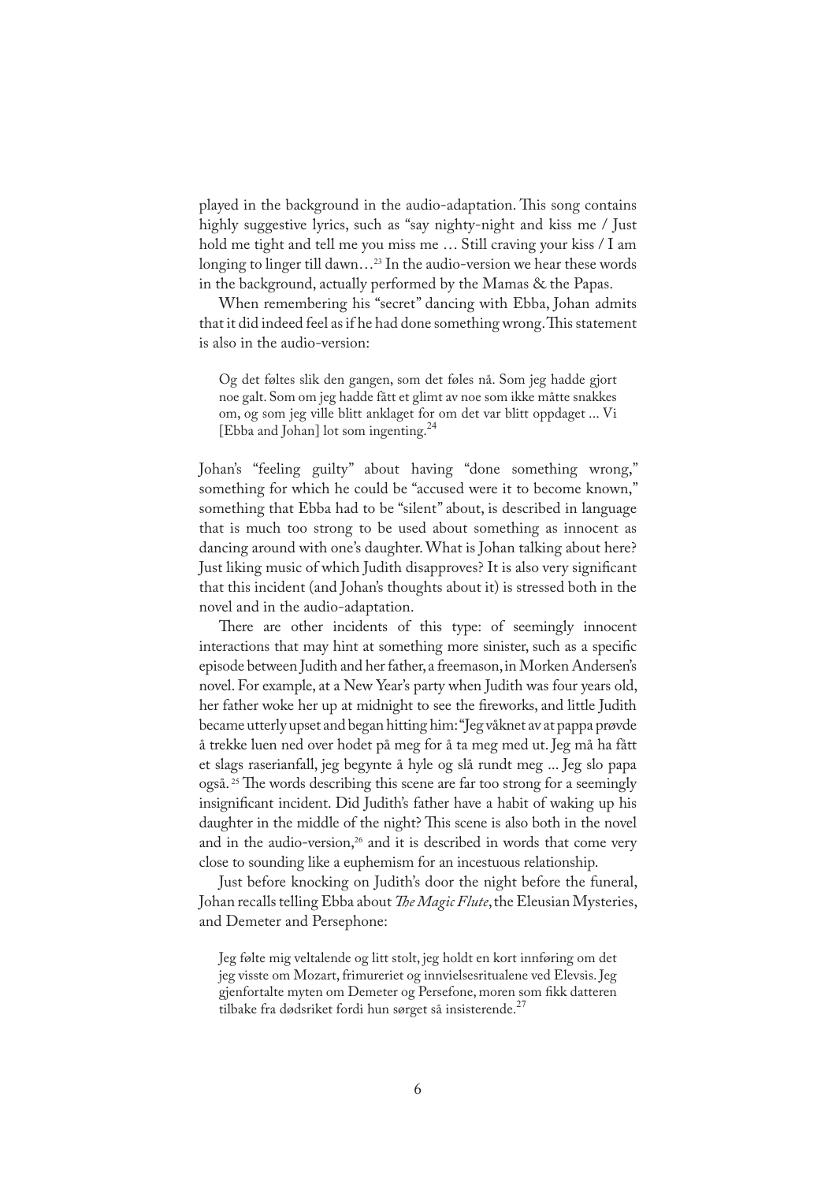played in the background in the audio-adaptation. This song contains highly suggestive lyrics, such as "say nighty-night and kiss me / Just hold me tight and tell me you miss me … Still craving your kiss / I am longing to linger till dawn…[23] In the audio-version we hear these words in the background, actually performed by the Mamas & the Papas.

When remembering his "secret" dancing with Ebba, Johan admits that it did indeed feel as if he had done something wrong. This statement is also in the audio-version:

> Og det føltes slik den gangen, som det føles nå. Som jeg hadde gjort noe galt. Som om jeg hadde fått et glimt av noe som ikke måtte snakkes om, og som jeg ville blitt anklaget for om det var blitt oppdaget ... Vi [Ebba and Johan] lot som ingenting.[24]

Johan's "feeling guilty" about having "done something wrong," something for which he could be "accused were it to become known," something that Ebba had to be "silent" about, is described in language that is much too strong to be used about something as innocent as dancing around with one's daughter. What is Johan talking about here? Just liking music of which Judith disapproves? It is also very significant that this incident (and Johan's thoughts about it) is stressed both in the novel and in the audio-adaptation.

There are other incidents of this type: of seemingly innocent interactions that may hint at something more sinister, such as a specific episode between Judith and her father, a freemason, in Morken Andersen's novel. For example, at a New Year's party when Judith was four years old, her father woke her up at midnight to see the fireworks, and little Judith became utterly upset and began hitting him: "Jeg våknet av at pappa prøvde å trekke luen ned over hodet på meg for å ta meg med ut. Jeg må ha fått et slags raserianfall, jeg begynte å hyle og slå rundt meg ... Jeg slo papa også.[25] The words describing this scene are far too strong for a seemingly insignificant incident. Did Judith's father have a habit of waking up his daughter in the middle of the night? This scene is also both in the novel and in the audio-version,[26] and it is described in words that come very close to sounding like a euphemism for an incestuous relationship.

Just before knocking on Judith's door the night before the funeral, Johan recalls telling Ebba about *The Magic Flute*, the Eleusian Mysteries, and Demeter and Persephone:

> Jeg følte mig veltalende og litt stolt, jeg holdt en kort innføring om det jeg visste om Mozart, frimureriet og innvielsesritualene ved Elevsis. Jeg gjenfortalte myten om Demeter og Persefone, moren som fikk datteren tilbake fra dødsriket fordi hun sørget så insisterende.[27]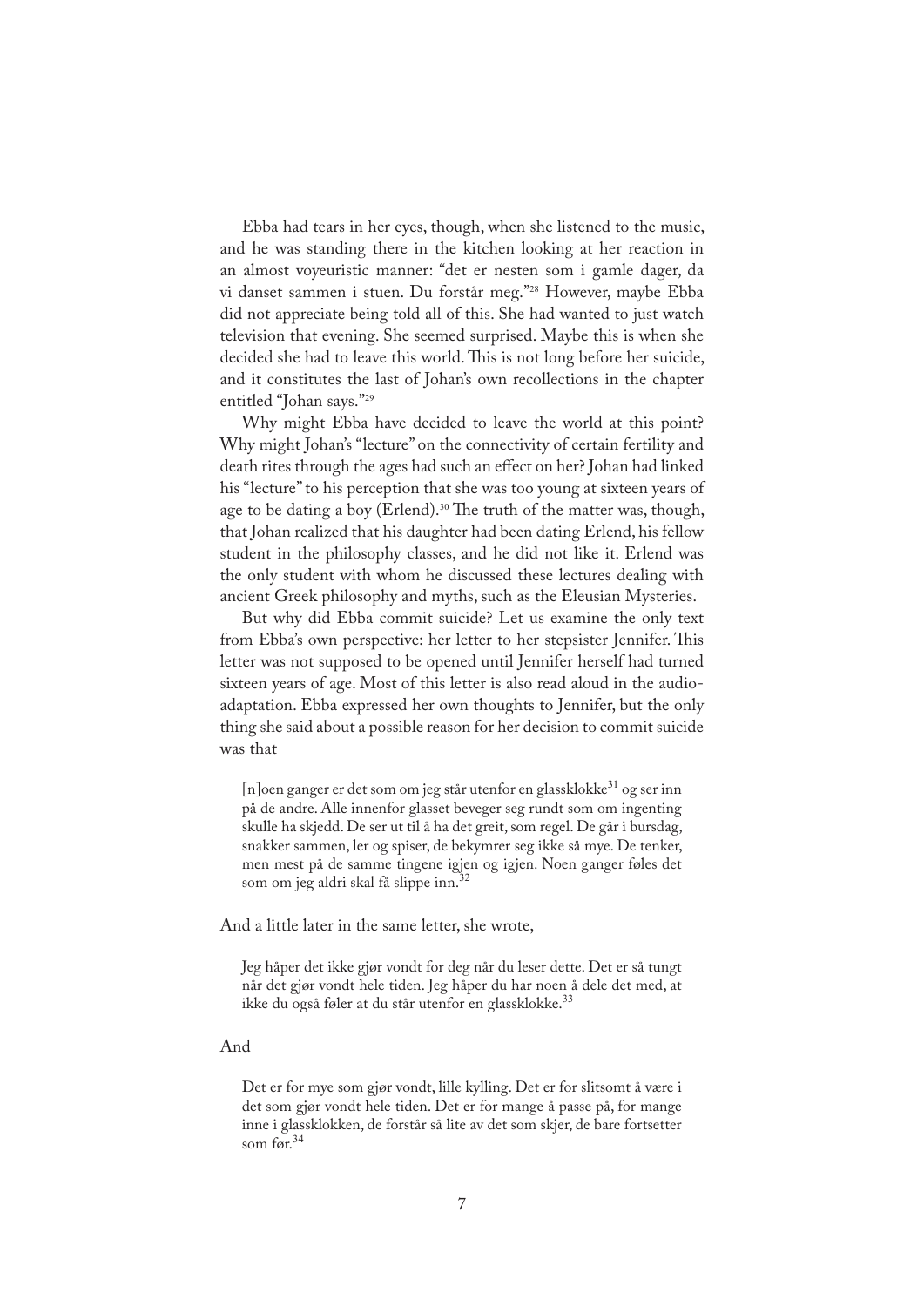Ebba had tears in her eyes, though, when she listened to the music, and he was standing there in the kitchen looking at her reaction in an almost voyeuristic manner: "det er nesten som i gamle dager, da vi danset sammen i stuen. Du forstår meg."[28] However, maybe Ebba did not appreciate being told all of this. She had wanted to just watch television that evening. She seemed surprised. Maybe this is when she decided she had to leave this world. This is not long before her suicide, and it constitutes the last of Johan's own recollections in the chapter entitled "Johan says."[29]

Why might Ebba have decided to leave the world at this point? Why might Johan's "lecture" on the connectivity of certain fertility and death rites through the ages had such an effect on her? Johan had linked his "lecture" to his perception that she was too young at sixteen years of age to be dating a boy (Erlend).[30] The truth of the matter was, though, that Johan realized that his daughter had been dating Erlend, his fellow student in the philosophy classes, and he did not like it. Erlend was the only student with whom he discussed these lectures dealing with ancient Greek philosophy and myths, such as the Eleusian Mysteries.

But why did Ebba commit suicide? Let us examine the only text from Ebba's own perspective: her letter to her stepsister Jennifer. This letter was not supposed to be opened until Jennifer herself had turned sixteen years of age. Most of this letter is also read aloud in the audio-adaptation. Ebba expressed her own thoughts to Jennifer, but the only thing she said about a possible reason for her decision to commit suicide was that

> [n]oen ganger er det som om jeg står utenfor en glassklokke[31] og ser inn på de andre. Alle innenfor glasset beveger seg rundt som om ingenting skulle ha skjedd. De ser ut til å ha det greit, som regel. De går i bursdag, snakker sammen, ler og spiser, de bekymrer seg ikke så mye. De tenker, men mest på de samme tingene igjen og igjen. Noen ganger føles det som om jeg aldri skal få slippe inn.[32]

And a little later in the same letter, she wrote,

> Jeg håper det ikke gjør vondt for deg når du leser dette. Det er så tungt når det gjør vondt hele tiden. Jeg håper du har noen å dele det med, at ikke du også føler at du står utenfor en glassklokke.[33]

And

> Det er for mye som gjør vondt, lille kylling. Det er for slitsomt å være i det som gjør vondt hele tiden. Det er for mange å passe på, for mange inne i glassklokken, de forstår så lite av det som skjer, de bare fortsetter som før.[34]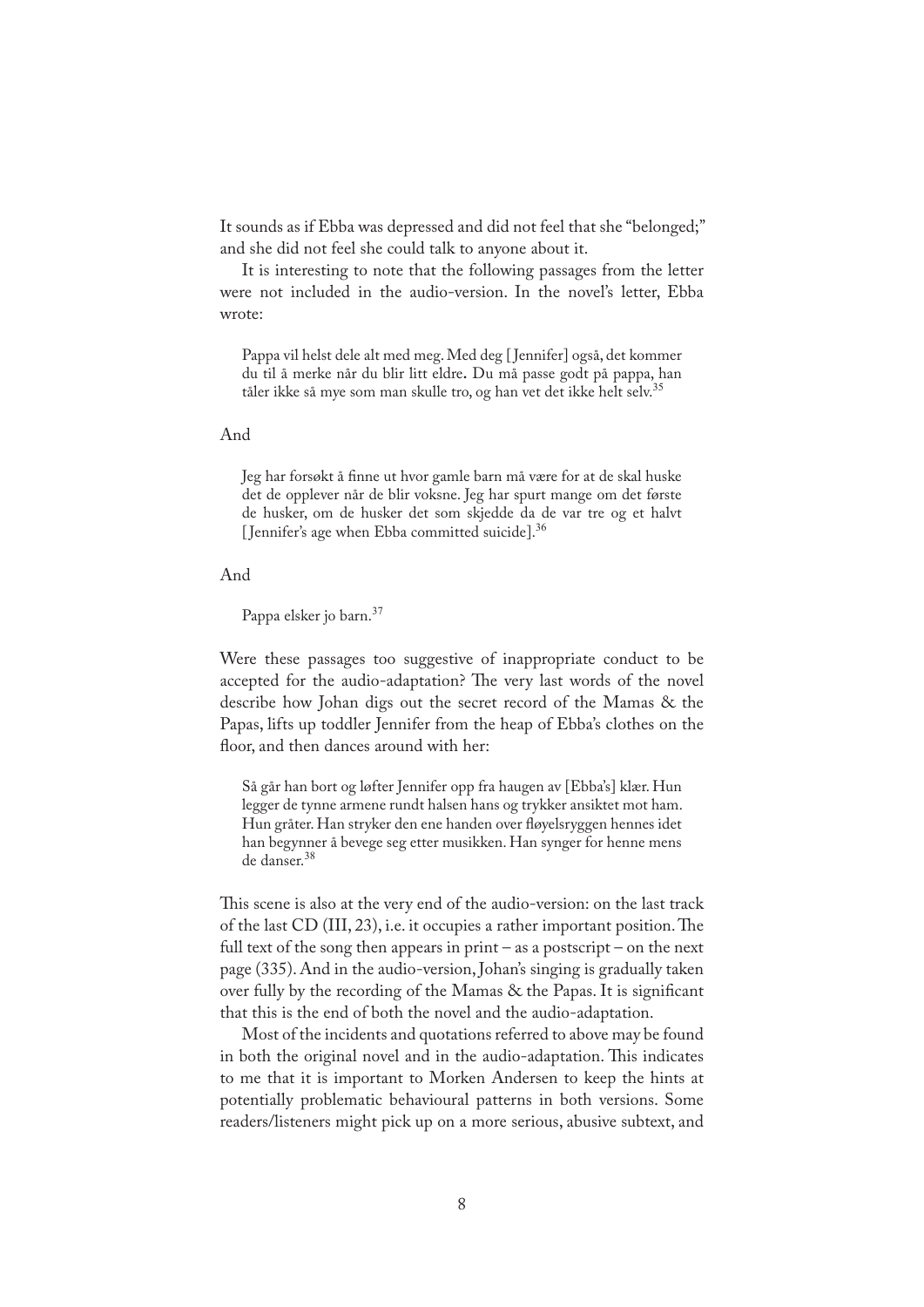It sounds as if Ebba was depressed and did not feel that she "belonged;" and she did not feel she could talk to anyone about it.

It is interesting to note that the following passages from the letter were not included in the audio-version. In the novel's letter, Ebba wrote:

> Pappa vil helst dele alt med meg. Med deg [Jennifer] også, det kommer du til å merke når du blir litt eldre. Du må passe godt på pappa, han tåler ikke så mye som man skulle tro, og han vet det ikke helt selv.[35]

And

> Jeg har forsøkt å finne ut hvor gamle barn må være for at de skal huske det de opplever når de blir voksne. Jeg har spurt mange om det første de husker, om de husker det som skjedde da de var tre og et halvt [Jennifer's age when Ebba committed suicide].[36]

And

> Pappa elsker jo barn.[37]

Were these passages too suggestive of inappropriate conduct to be accepted for the audio-adaptation? The very last words of the novel describe how Johan digs out the secret record of the Mamas & the Papas, lifts up toddler Jennifer from the heap of Ebba's clothes on the floor, and then dances around with her:

> Så går han bort og løfter Jennifer opp fra haugen av [Ebba's] klær. Hun legger de tynne armene rundt halsen hans og trykker ansiktet mot ham. Hun gråter. Han stryker den ene handen over fløyelsryggen hennes idet han begynner å bevege seg etter musikken. Han synger for henne mens de danser.[38]

This scene is also at the very end of the audio-version: on the last track of the last CD (III, 23), i.e. it occupies a rather important position. The full text of the song then appears in print – as a postscript – on the next page (335). And in the audio-version, Johan's singing is gradually taken over fully by the recording of the Mamas & the Papas. It is significant that this is the end of both the novel and the audio-adaptation.

Most of the incidents and quotations referred to above may be found in both the original novel and in the audio-adaptation. This indicates to me that it is important to Morken Andersen to keep the hints at potentially problematic behavioural patterns in both versions. Some readers/listeners might pick up on a more serious, abusive subtext, and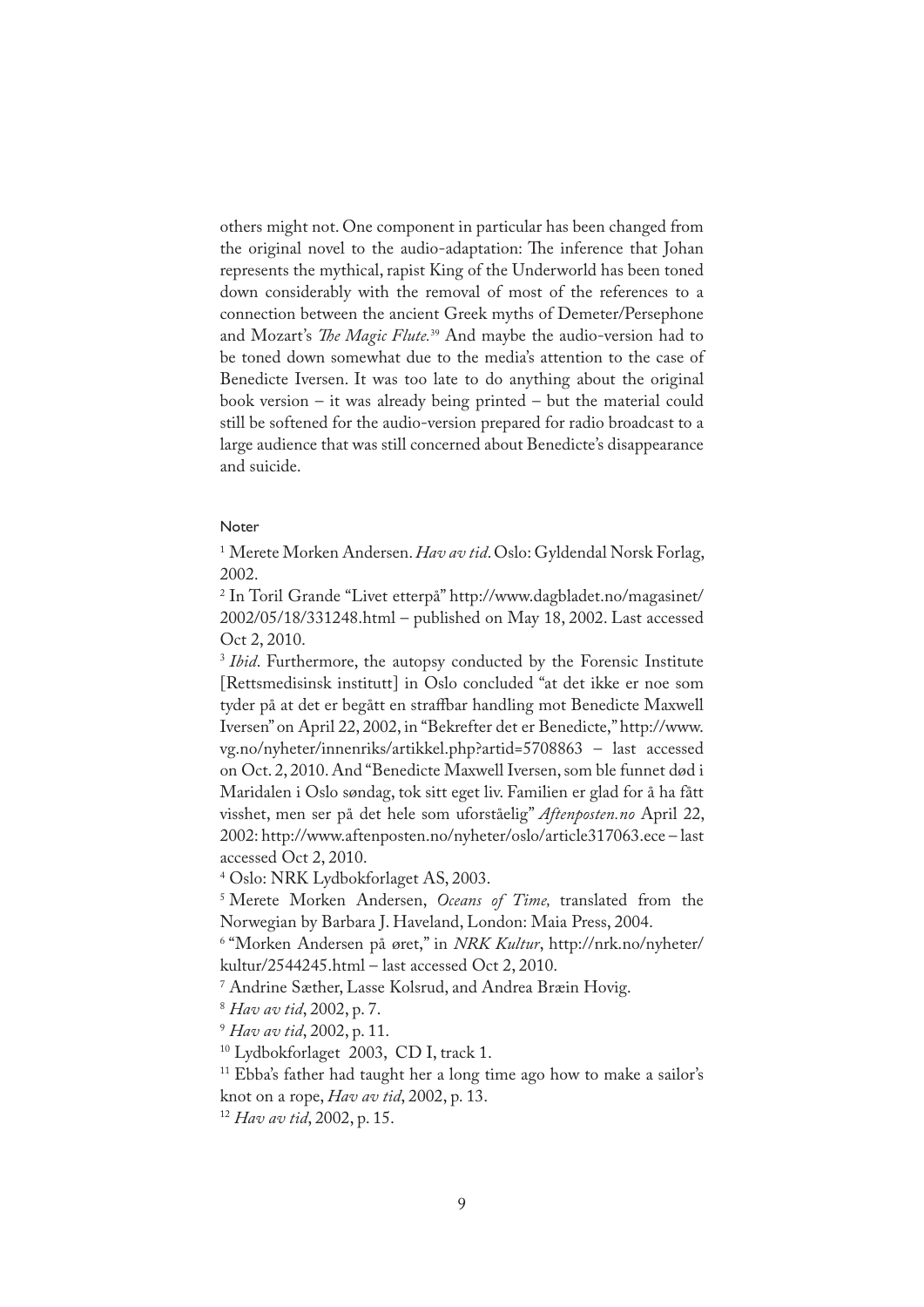others might not. One component in particular has been changed from the original novel to the audio-adaptation: The inference that Johan represents the mythical, rapist King of the Underworld has been toned down considerably with the removal of most of the references to a connection between the ancient Greek myths of Demeter/Persephone and Mozart's *The Magic Flute.*[39] And maybe the audio-version had to be toned down somewhat due to the media's attention to the case of Benedicte Iversen. It was too late to do anything about the original book version – it was already being printed – but the material could still be softened for the audio-version prepared for radio broadcast to a large audience that was still concerned about Benedicte's disappearance and suicide.

#### Noter

[1] Merete Morken Andersen. *Hav av tid*. Oslo: Gyldendal Norsk Forlag, 2002.

[2] In Toril Grande "Livet etterpå" http://www.dagbladet.no/magasinet/2002/05/18/331248.html – published on May 18, 2002. Last accessed Oct 2, 2010.

[3] *Ibid*. Furthermore, the autopsy conducted by the Forensic Institute [Rettsmedisinsk institutt] in Oslo concluded "at det ikke er noe som tyder på at det er begått en straffbar handling mot Benedicte Maxwell Iversen" on April 22, 2002, in "Bekrefter det er Benedicte," http://www.vg.no/nyheter/innenriks/artikkel.php?artid=5708863 – last accessed on Oct. 2, 2010. And "Benedicte Maxwell Iversen, som ble funnet død i Maridalen i Oslo søndag, tok sitt eget liv. Familien er glad for å ha fått visshet, men ser på det hele som uforståelig" *Aftenposten.no* April 22, 2002: http://www.aftenposten.no/nyheter/oslo/article317063.ece – last accessed Oct 2, 2010.

[4] Oslo: NRK Lydbokforlaget AS, 2003.

[5] Merete Morken Andersen, *Oceans of Time,* translated from the Norwegian by Barbara J. Haveland, London: Maia Press, 2004.

[6] "Morken Andersen på øret," in *NRK Kultur*, http://nrk.no/nyheter/kultur/2544245.html – last accessed Oct 2, 2010.

[7] Andrine Sæther, Lasse Kolsrud, and Andrea Bræin Hovig.

[8] *Hav av tid*, 2002, p. 7.

[9] *Hav av tid*, 2002, p. 11.

[10] Lydbokforlaget 2003, CD I, track 1.

[11] Ebba's father had taught her a long time ago how to make a sailor's knot on a rope, *Hav av tid*, 2002, p. 13.

[12] *Hav av tid*, 2002, p. 15.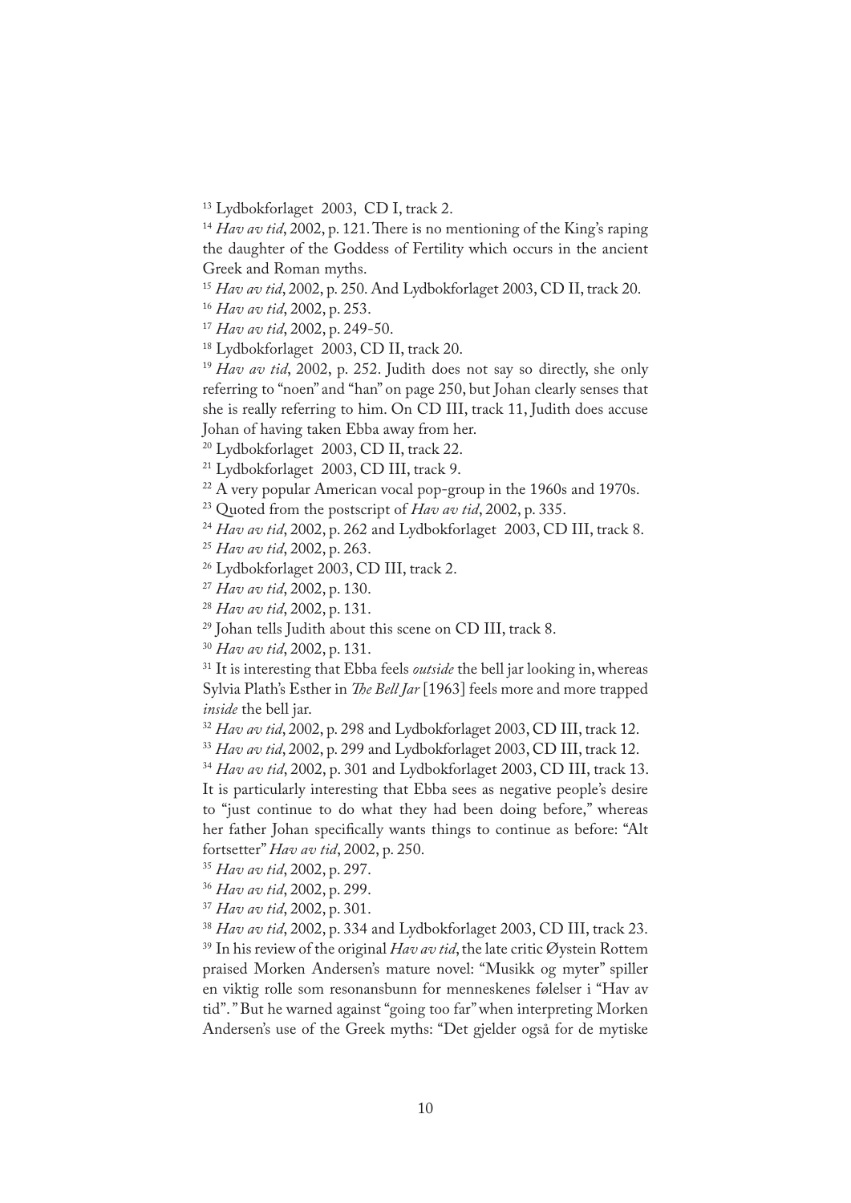[13] Lydbokforlaget 2003, CD I, track 2.

[14] *Hav av tid*, 2002, p. 121. There is no mentioning of the King's raping the daughter of the Goddess of Fertility which occurs in the ancient Greek and Roman myths.

[15] *Hav av tid*, 2002, p. 250. And Lydbokforlaget 2003, CD II, track 20.

[16] *Hav av tid*, 2002, p. 253.

[17] *Hav av tid*, 2002, p. 249-50.

[18] Lydbokforlaget 2003, CD II, track 20.

[19] *Hav av tid*, 2002, p. 252. Judith does not say so directly, she only referring to "noen" and "han" on page 250, but Johan clearly senses that she is really referring to him. On CD III, track 11, Judith does accuse Johan of having taken Ebba away from her.

[20] Lydbokforlaget 2003, CD II, track 22.

[21] Lydbokforlaget 2003, CD III, track 9.

[22] A very popular American vocal pop-group in the 1960s and 1970s.

[23] Quoted from the postscript of *Hav av tid*, 2002, p. 335.

[24] *Hav av tid*, 2002, p. 262 and Lydbokforlaget 2003, CD III, track 8.

[25] *Hav av tid*, 2002, p. 263.

[26] Lydbokforlaget 2003, CD III, track 2.

[27] *Hav av tid*, 2002, p. 130.

[28] *Hav av tid*, 2002, p. 131.

[29] Johan tells Judith about this scene on CD III, track 8.

[30] *Hav av tid*, 2002, p. 131.

[31] It is interesting that Ebba feels *outside* the bell jar looking in, whereas Sylvia Plath's Esther in *The Bell Jar* [1963] feels more and more trapped *inside* the bell jar.

[32] *Hav av tid*, 2002, p. 298 and Lydbokforlaget 2003, CD III, track 12.

[33] *Hav av tid*, 2002, p. 299 and Lydbokforlaget 2003, CD III, track 12.

[34] *Hav av tid*, 2002, p. 301 and Lydbokforlaget 2003, CD III, track 13. It is particularly interesting that Ebba sees as negative people's desire to "just continue to do what they had been doing before," whereas her father Johan specifically wants things to continue as before: "Alt fortsetter" *Hav av tid*, 2002, p. 250.

[35] *Hav av tid*, 2002, p. 297.

[36] *Hav av tid*, 2002, p. 299.

[37] *Hav av tid*, 2002, p. 301.

[38] *Hav av tid*, 2002, p. 334 and Lydbokforlaget 2003, CD III, track 23.

[39] In his review of the original *Hav av tid*, the late critic Øystein Rottem praised Morken Andersen's mature novel: "Musikk og myter" spiller en viktig rolle som resonansbunn for menneskenes følelser i "Hav av tid". " But he warned against "going too far" when interpreting Morken Andersen's use of the Greek myths: "Det gjelder også for de mytiske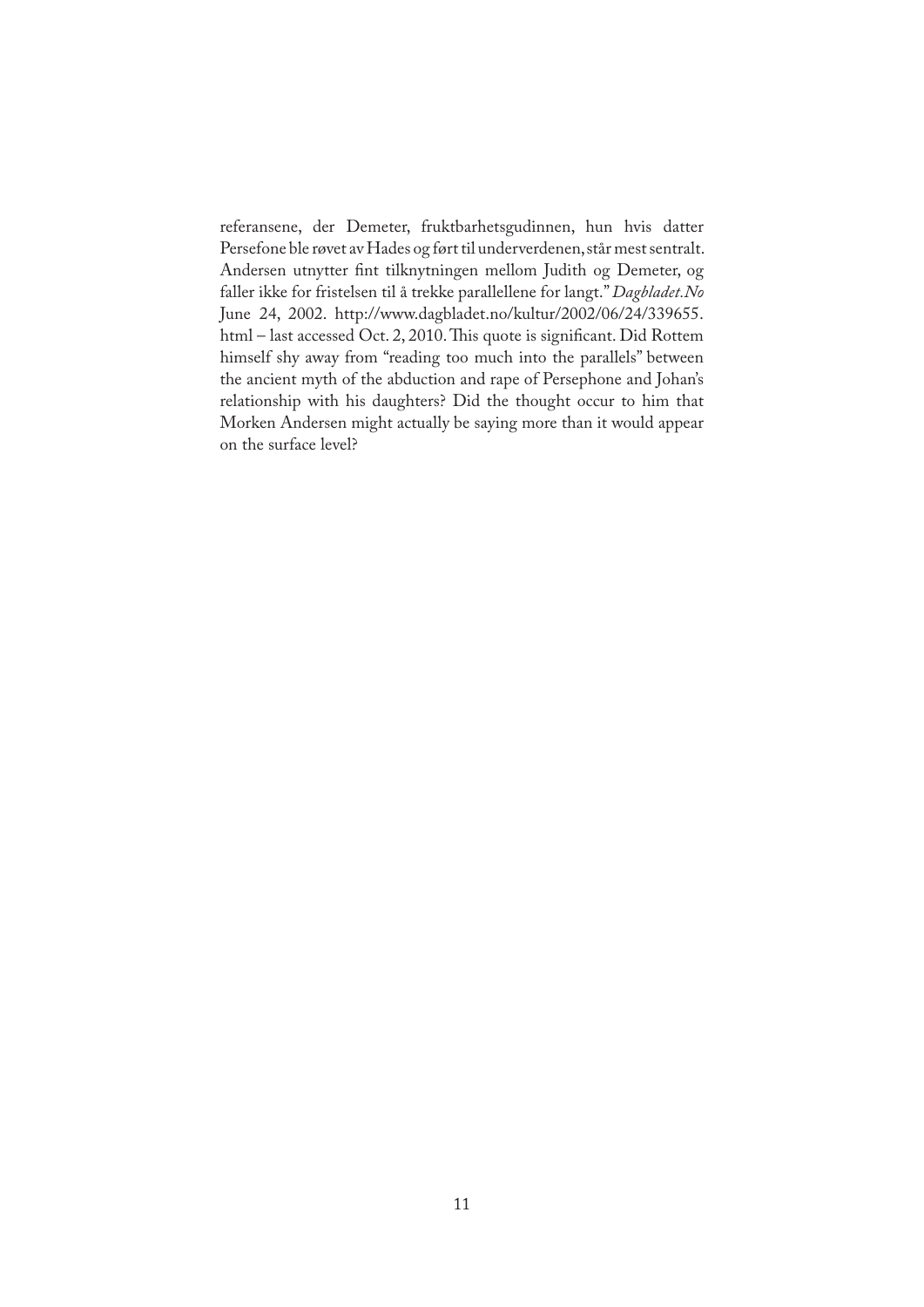referansene, der Demeter, fruktbarhetsgudinnen, hun hvis datter Persefone ble røvet av Hades og ført til underverdenen, står mest sentralt. Andersen utnytter fint tilknytningen mellom Judith og Demeter, og faller ikke for fristelsen til å trekke parallellene for langt." *Dagbladet.No* June 24, 2002. http://www.dagbladet.no/kultur/2002/06/24/339655.html – last accessed Oct. 2, 2010. This quote is significant. Did Rottem himself shy away from "reading too much into the parallels" between the ancient myth of the abduction and rape of Persephone and Johan's relationship with his daughters? Did the thought occur to him that Morken Andersen might actually be saying more than it would appear on the surface level?